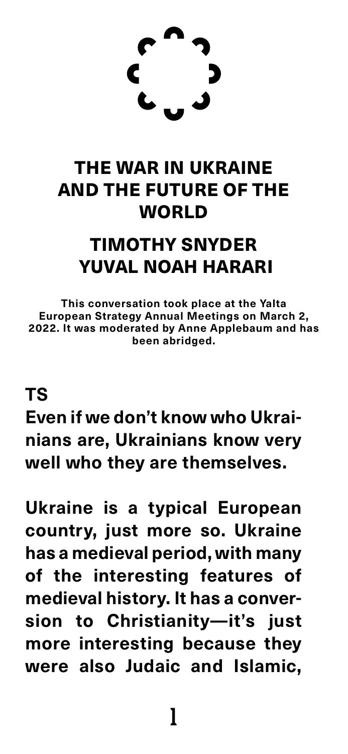# THE WAR IN UKRAINE AND THE FUTURE OF THE WORLD

## TIMOTHY SNYDER
## YUVAL NOAH HARARI

**This conversation took place at the Yalta European Strategy Annual Meetings on March 2, 2022. It was moderated by Anne Applebaum and has been abridged.**

**TS**

**Even if we don't know who Ukrainians are, Ukrainians know very well who they are themselves.**

**Ukraine is a typical European country, just more so. Ukraine has a medieval period, with many of the interesting features of medieval history. It has a conversion to Christianity—it's just more interesting because they were also Judaic and Islamic,**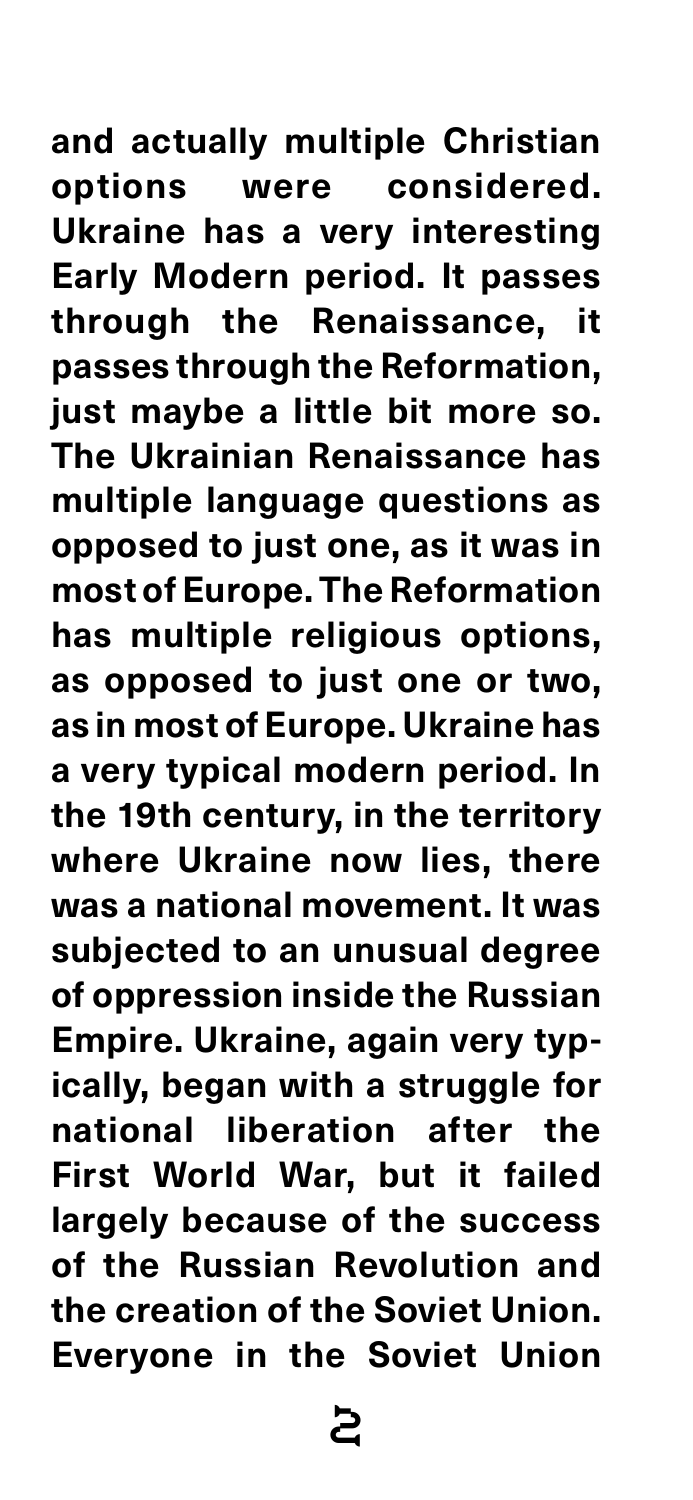**and actually multiple Christian options were considered. Ukraine has a very interesting Early Modern period. It passes through the Renaissance, it passes through the Reformation, just maybe a little bit more so. The Ukrainian Renaissance has multiple language questions as opposed to just one, as it was in most of Europe. The Reformation has multiple religious options, as opposed to just one or two, as in most of Europe. Ukraine has a very typical modern period. In the 19th century, in the territory where Ukraine now lies, there was a national movement. It was subjected to an unusual degree of oppression inside the Russian Empire. Ukraine, again very typically, began with a struggle for national liberation after the First World War, but it failed largely because of the success of the Russian Revolution and the creation of the Soviet Union. Everyone in the Soviet Union**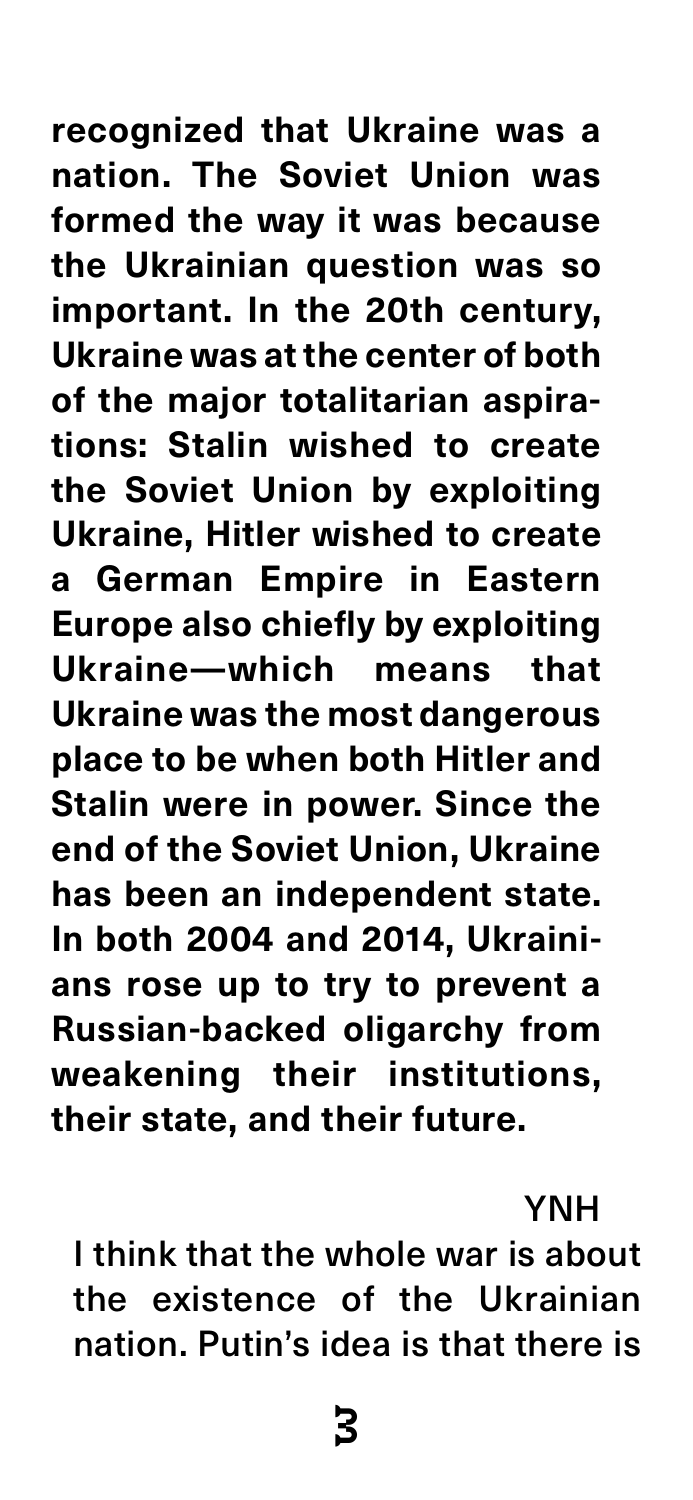**recognized that Ukraine was a nation. The Soviet Union was formed the way it was because the Ukrainian question was so important. In the 20th century, Ukraine was at the center of both of the major totalitarian aspirations: Stalin wished to create the Soviet Union by exploiting Ukraine, Hitler wished to create a German Empire in Eastern Europe also chiefly by exploiting Ukraine—which means that Ukraine was the most dangerous place to be when both Hitler and Stalin were in power. Since the end of the Soviet Union, Ukraine has been an independent state. In both 2004 and 2014, Ukrainians rose up to try to prevent a Russian-backed oligarchy from weakening their institutions, their state, and their future.**

YNH

I think that the whole war is about the existence of the Ukrainian nation. Putin's idea is that there is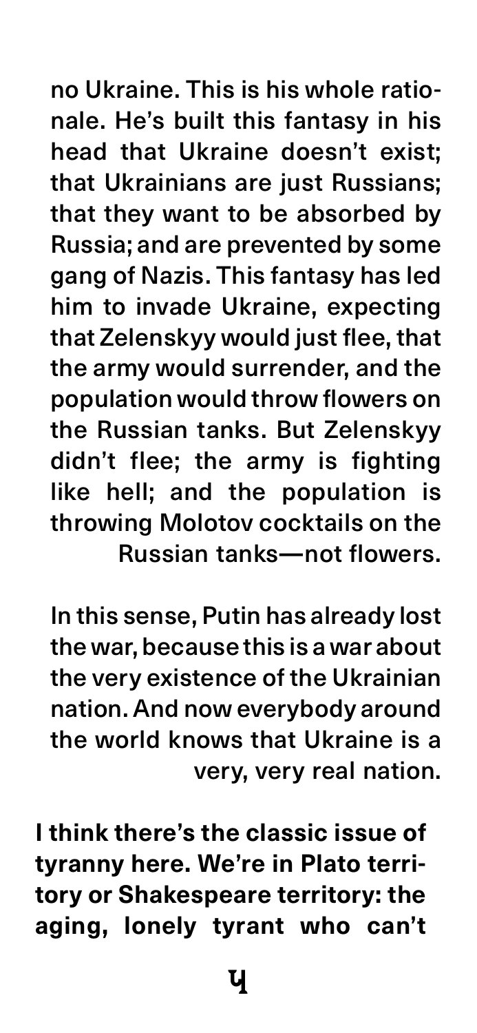no Ukraine. This is his whole rationale. He's built this fantasy in his head that Ukraine doesn't exist; that Ukrainians are just Russians; that they want to be absorbed by Russia; and are prevented by some gang of Nazis. This fantasy has led him to invade Ukraine, expecting that Zelenskyy would just flee, that the army would surrender, and the population would throw flowers on the Russian tanks. But Zelenskyy didn't flee; the army is fighting like hell; and the population is throwing Molotov cocktails on the Russian tanks—not flowers.

In this sense, Putin has already lost the war, because this is a war about the very existence of the Ukrainian nation. And now everybody around the world knows that Ukraine is a very, very real nation.

**I think there's the classic issue of tyranny here. We're in Plato territory or Shakespeare territory: the aging, lonely tyrant who can't**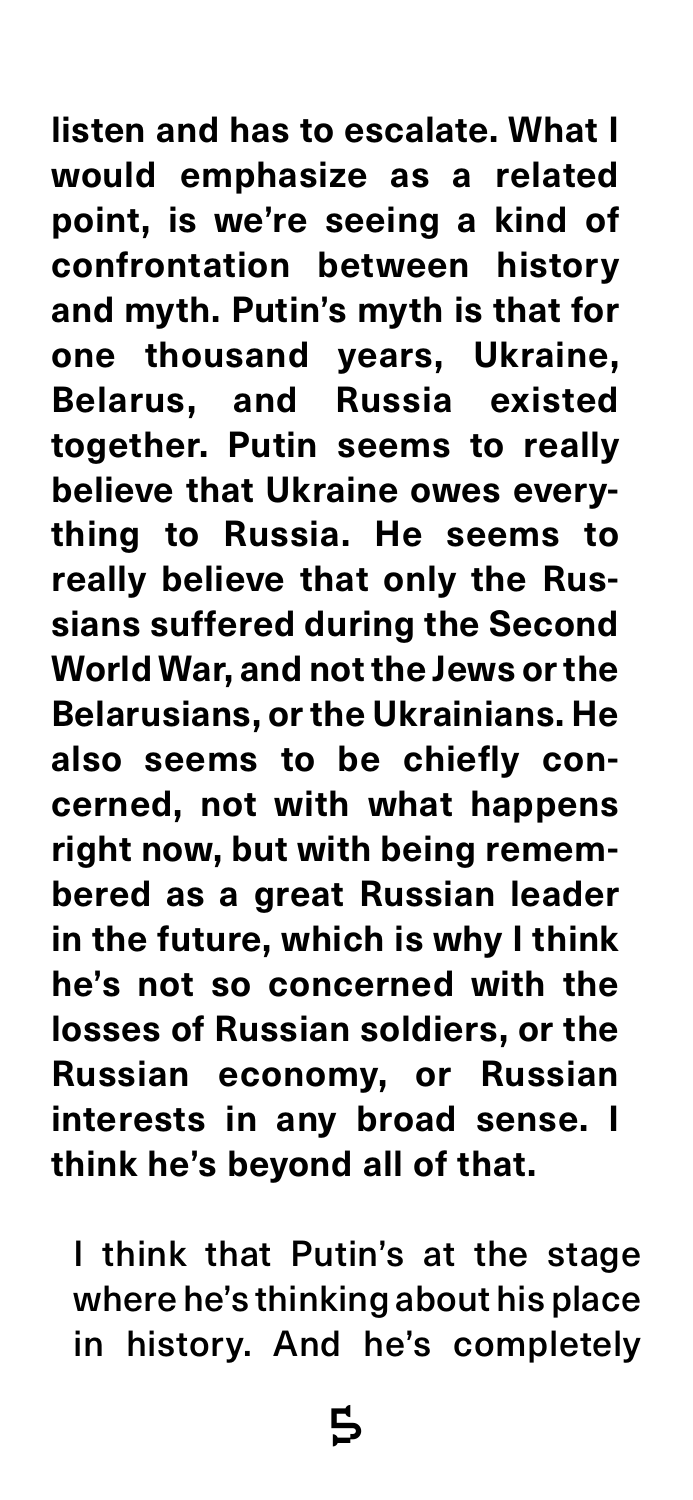**listen and has to escalate. What I would emphasize as a related point, is we're seeing a kind of confrontation between history and myth. Putin's myth is that for one thousand years, Ukraine, Belarus, and Russia existed together. Putin seems to really believe that Ukraine owes everything to Russia. He seems to really believe that only the Russians suffered during the Second World War, and not the Jews or the Belarusians, or the Ukrainians. He also seems to be chiefly concerned, not with what happens right now, but with being remembered as a great Russian leader in the future, which is why I think he's not so concerned with the losses of Russian soldiers, or the Russian economy, or Russian interests in any broad sense. I think he's beyond all of that.**

I think that Putin's at the stage where he's thinking about his place in history. And he's completely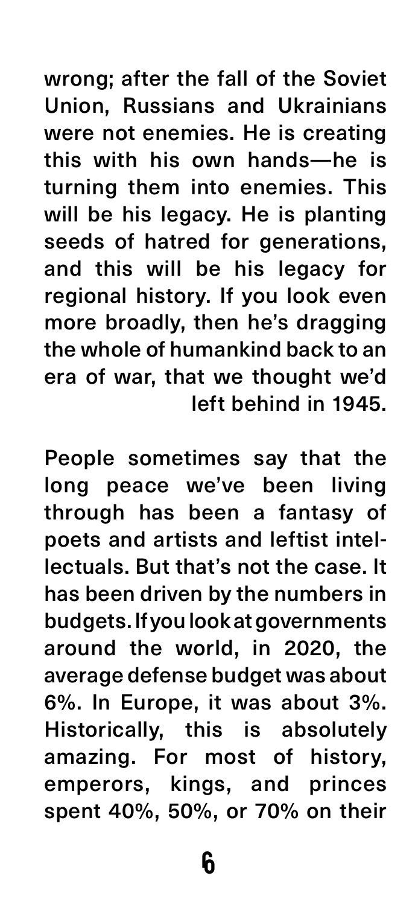wrong; after the fall of the Soviet Union, Russians and Ukrainians were not enemies. He is creating this with his own hands—he is turning them into enemies. This will be his legacy. He is planting seeds of hatred for generations, and this will be his legacy for regional history. If you look even more broadly, then he's dragging the whole of humankind back to an era of war, that we thought we'd left behind in 1945.

People sometimes say that the long peace we've been living through has been a fantasy of poets and artists and leftist intellectuals. But that's not the case. It has been driven by the numbers in budgets. If you look at governments around the world, in 2020, the average defense budget was about 6%. In Europe, it was about 3%. Historically, this is absolutely amazing. For most of history, emperors, kings, and princes spent 40%, 50%, or 70% on their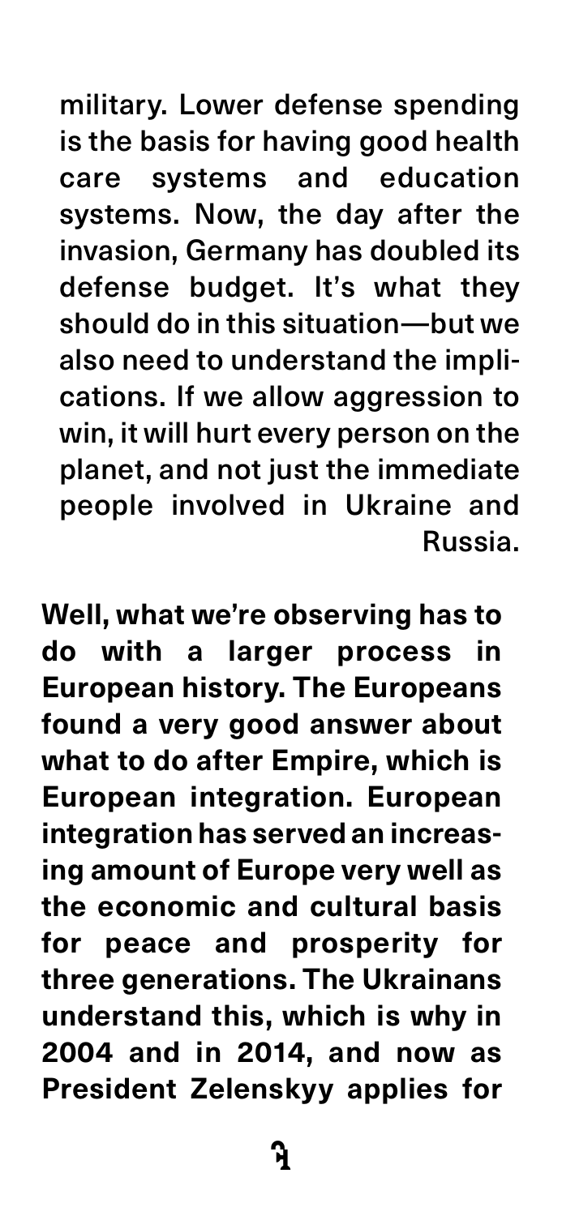military. Lower defense spending is the basis for having good health care systems and education systems. Now, the day after the invasion, Germany has doubled its defense budget. It's what they should do in this situation—but we also need to understand the implications. If we allow aggression to win, it will hurt every person on the planet, and not just the immediate people involved in Ukraine and Russia.

**Well, what we're observing has to do with a larger process in European history. The Europeans found a very good answer about what to do after Empire, which is European integration. European integration has served an increasing amount of Europe very well as the economic and cultural basis for peace and prosperity for three generations. The Ukrainans understand this, which is why in 2004 and in 2014, and now as President Zelenskyy applies for**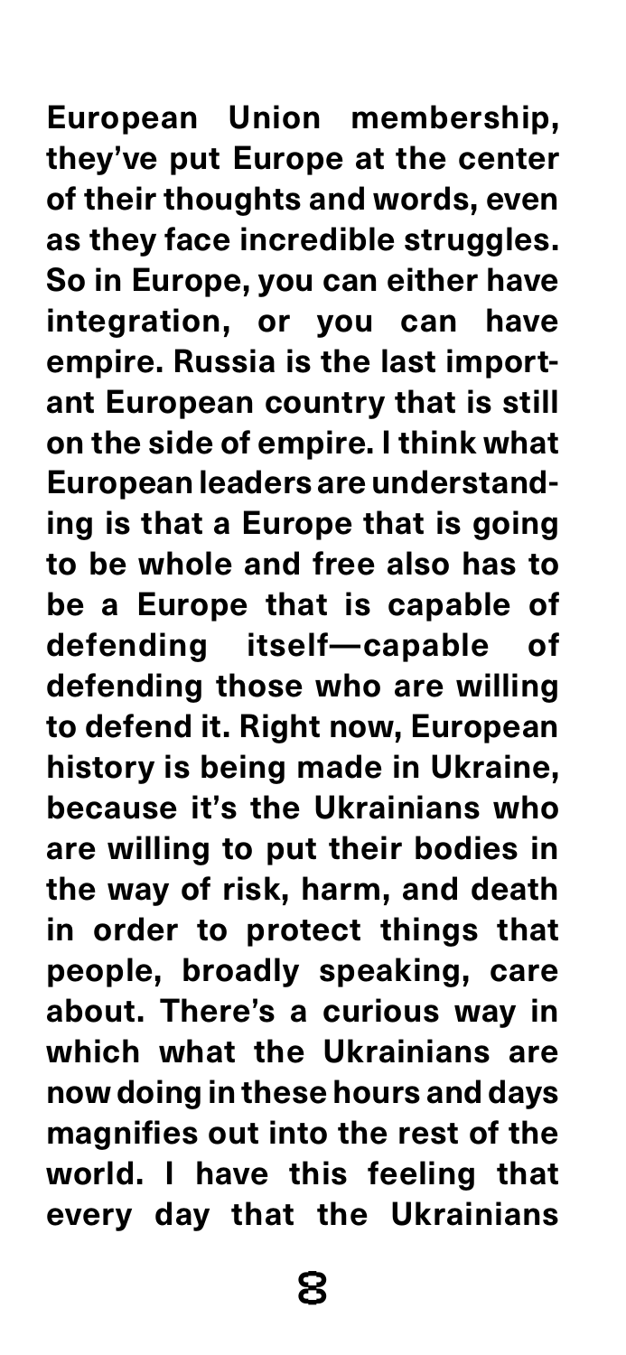European Union membership, they've put Europe at the center of their thoughts and words, even as they face incredible struggles. So in Europe, you can either have integration, or you can have empire. Russia is the last important European country that is still on the side of empire. I think what European leaders are understanding is that a Europe that is going to be whole and free also has to be a Europe that is capable of defending itself—capable of defending those who are willing to defend it. Right now, European history is being made in Ukraine, because it's the Ukrainians who are willing to put their bodies in the way of risk, harm, and death in order to protect things that people, broadly speaking, care about. There's a curious way in which what the Ukrainians are now doing in these hours and days magnifies out into the rest of the world. I have this feeling that every day that the Ukrainians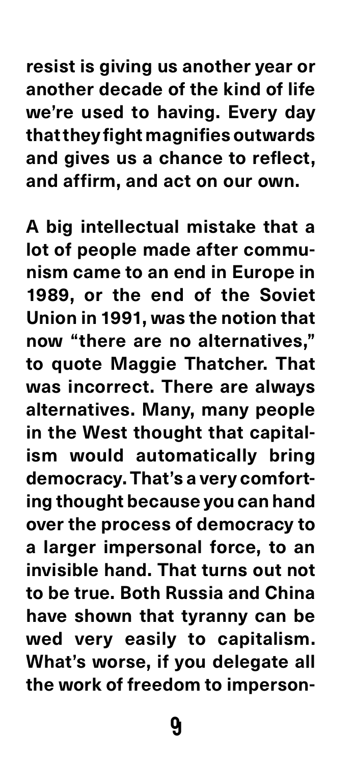resist is giving us another year or another decade of the kind of life we're used to having. Every day that they fight magnifies outwards and gives us a chance to reflect, and affirm, and act on our own.

A big intellectual mistake that a lot of people made after communism came to an end in Europe in 1989, or the end of the Soviet Union in 1991, was the notion that now "there are no alternatives," to quote Maggie Thatcher. That was incorrect. There are always alternatives. Many, many people in the West thought that capitalism would automatically bring democracy. That's a very comforting thought because you can hand over the process of democracy to a larger impersonal force, to an invisible hand. That turns out not to be true. Both Russia and China have shown that tyranny can be wed very easily to capitalism. What's worse, if you delegate all the work of freedom to imperson-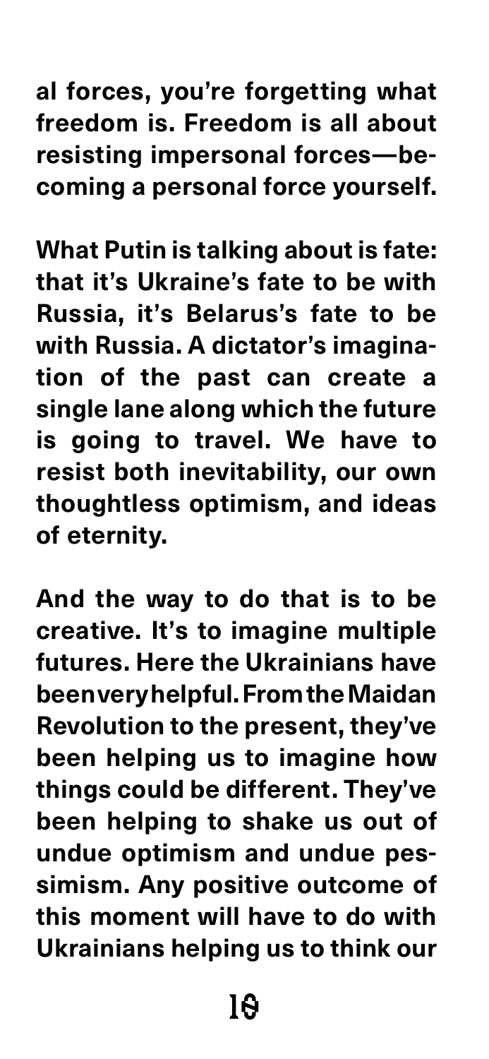**al forces, you're forgetting what freedom is. Freedom is all about resisting impersonal forces—becoming a personal force yourself.**

**What Putin is talking about is fate: that it's Ukraine's fate to be with Russia, it's Belarus's fate to be with Russia. A dictator's imagination of the past can create a single lane along which the future is going to travel. We have to resist both inevitability, our own thoughtless optimism, and ideas of eternity.**

**And the way to do that is to be creative. It's to imagine multiple futures. Here the Ukrainians have been very helpful. From the Maidan Revolution to the present, they've been helping us to imagine how things could be different. They've been helping to shake us out of undue optimism and undue pessimism. Any positive outcome of this moment will have to do with Ukrainians helping us to think our**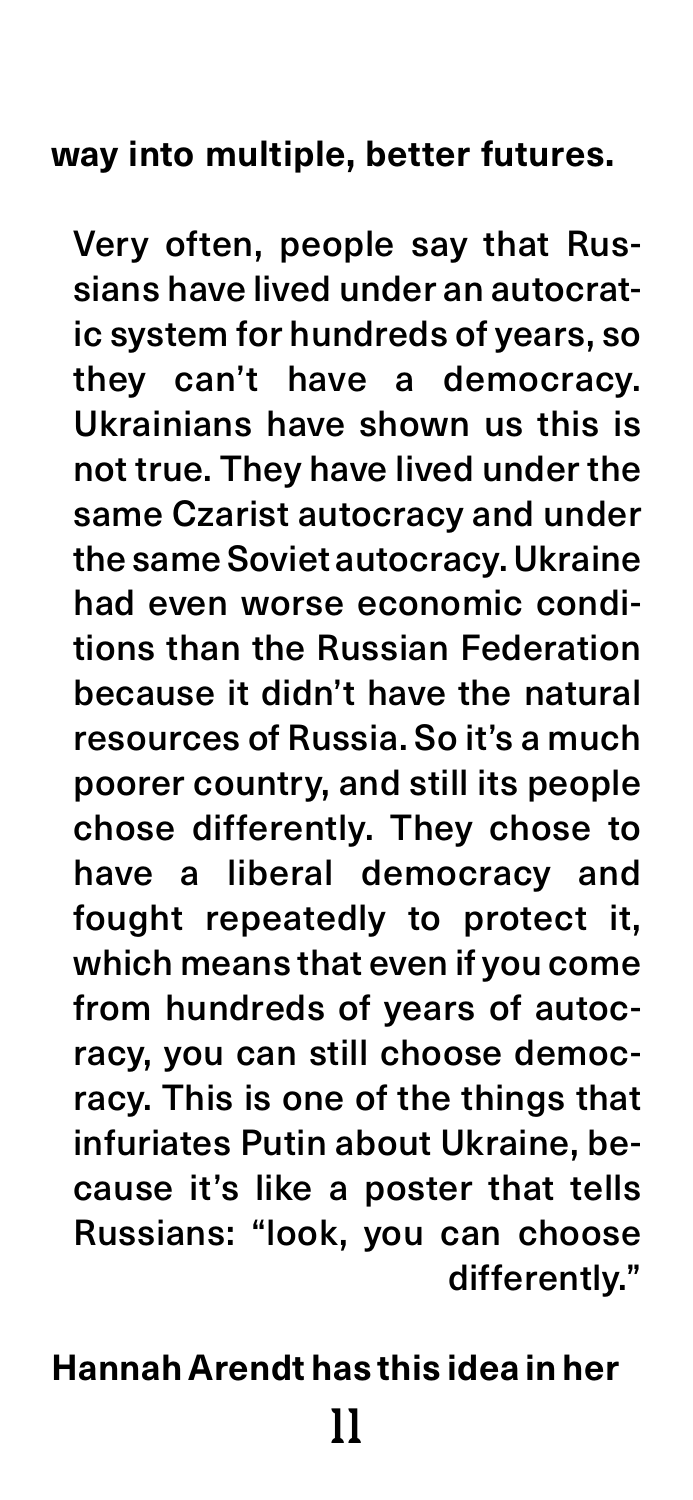**way into multiple, better futures.**

Very often, people say that Russians have lived under an autocratic system for hundreds of years, so they can't have a democracy. Ukrainians have shown us this is not true. They have lived under the same Czarist autocracy and under the same Soviet autocracy. Ukraine had even worse economic conditions than the Russian Federation because it didn't have the natural resources of Russia. So it's a much poorer country, and still its people chose differently. They chose to have a liberal democracy and fought repeatedly to protect it, which means that even if you come from hundreds of years of autocracy, you can still choose democracy. This is one of the things that infuriates Putin about Ukraine, because it's like a poster that tells Russians: "look, you can choose differently."

**Hannah Arendt has this idea in her**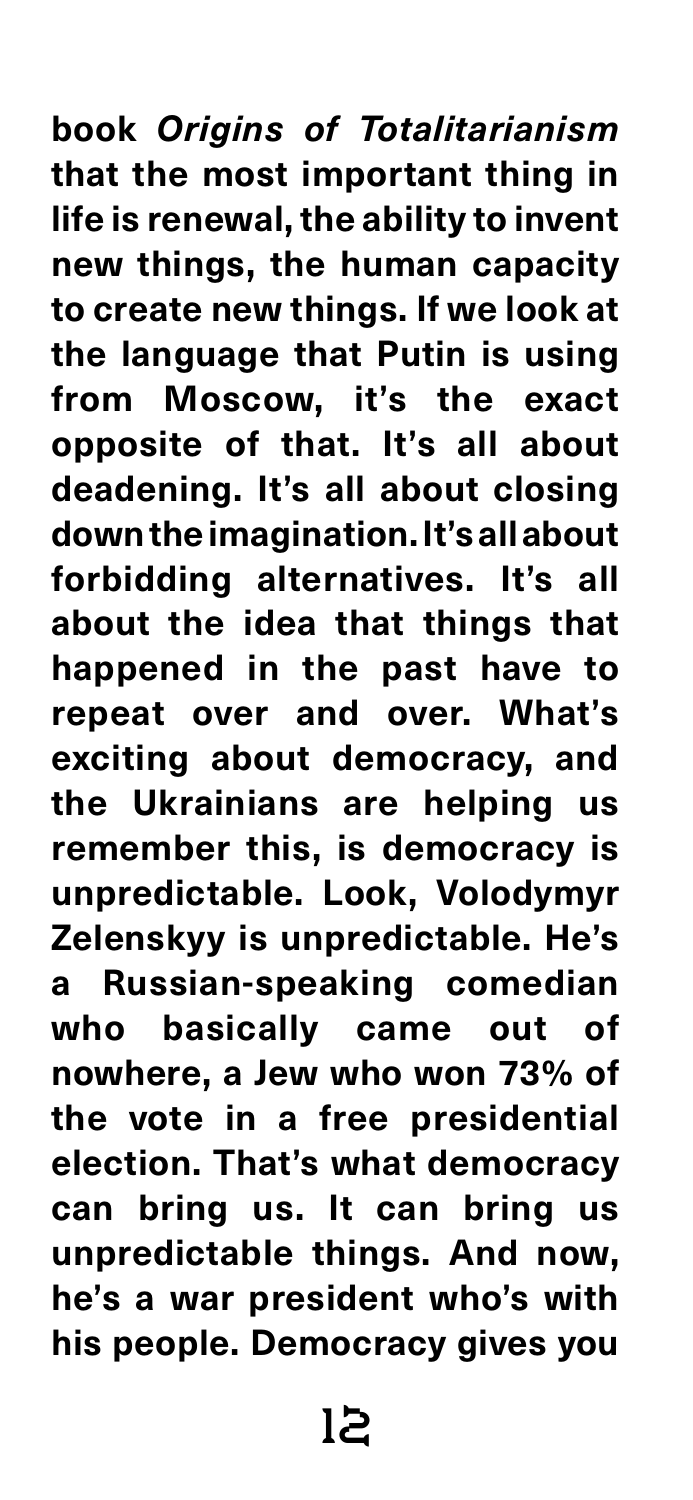**book *Origins of Totalitarianism* that the most important thing in life is renewal, the ability to invent new things, the human capacity to create new things. If we look at the language that Putin is using from Moscow, it's the exact opposite of that. It's all about deadening. It's all about closing down the imagination. It's all about forbidding alternatives. It's all about the idea that things that happened in the past have to repeat over and over. What's exciting about democracy, and the Ukrainians are helping us remember this, is democracy is unpredictable. Look, Volodymyr Zelenskyy is unpredictable. He's a Russian-speaking comedian who basically came out of nowhere, a Jew who won 73% of the vote in a free presidential election. That's what democracy can bring us. It can bring us unpredictable things. And now, he's a war president who's with his people. Democracy gives you**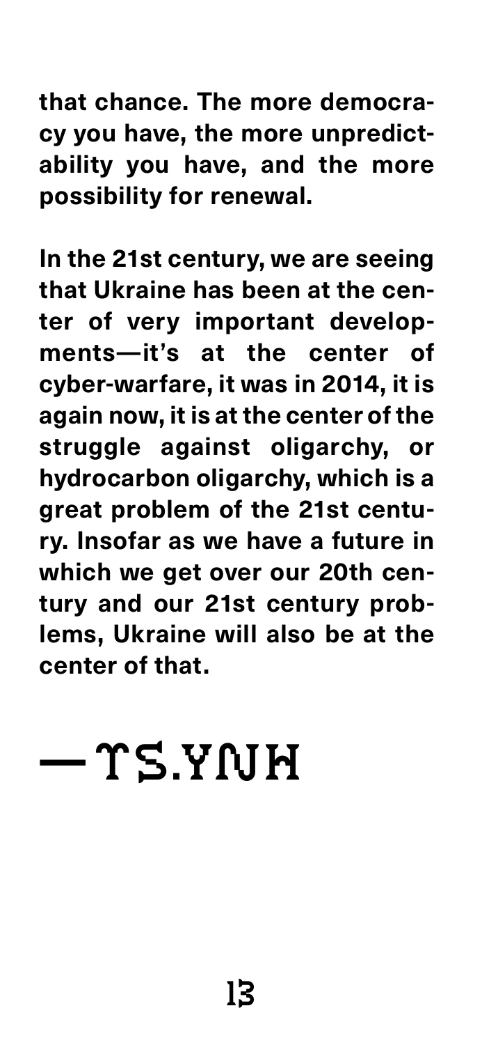**that chance. The more democracy you have, the more unpredictability you have, and the more possibility for renewal.**

**In the 21st century, we are seeing that Ukraine has been at the center of very important developments—it's at the center of cyber-warfare, it was in 2014, it is again now, it is at the center of the struggle against oligarchy, or hydrocarbon oligarchy, which is a great problem of the 21st century. Insofar as we have a future in which we get over our 20th century and our 21st century problems, Ukraine will also be at the center of that.**

— TS.YNH